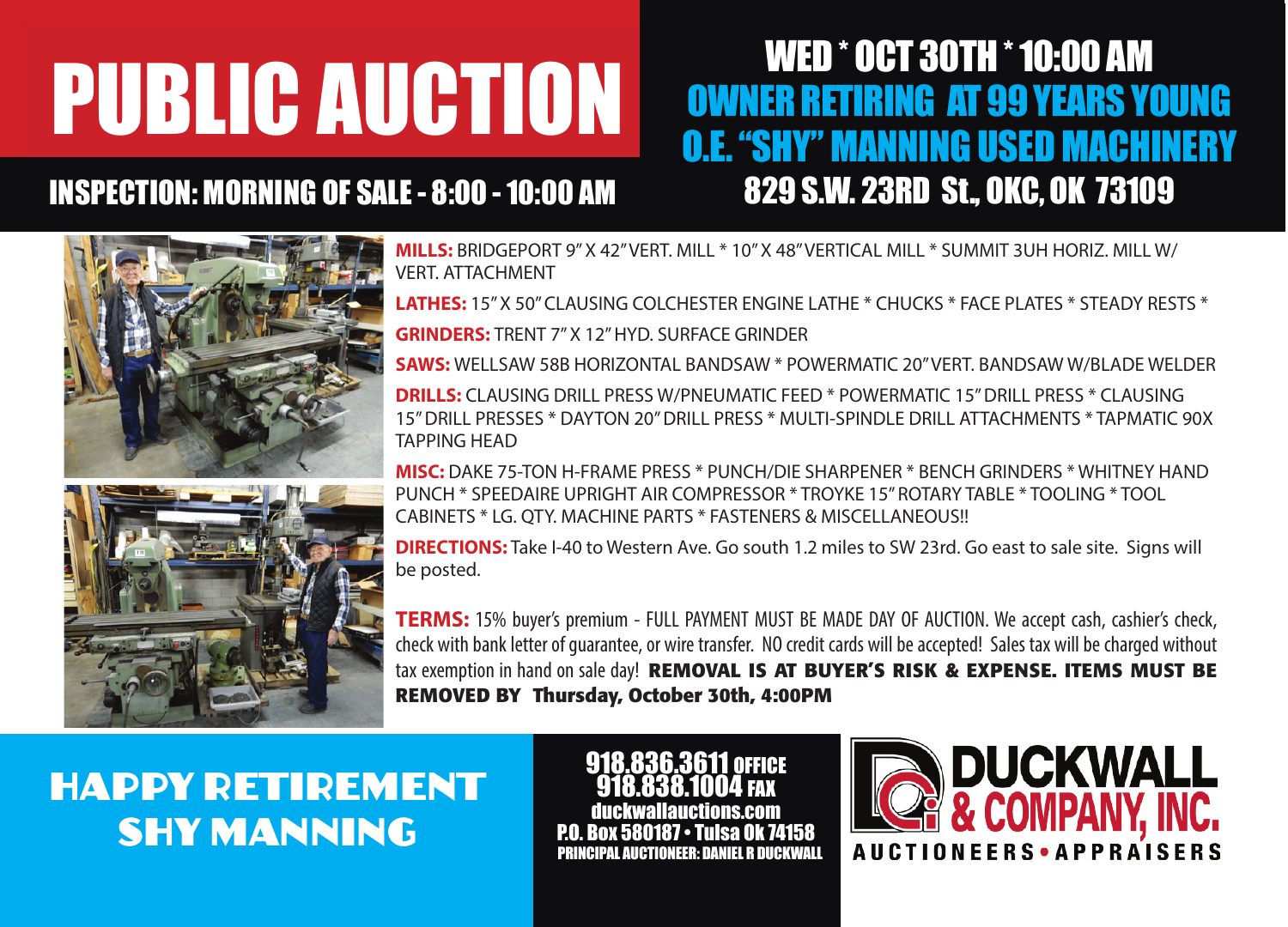# PUBLIC AUCTION

## WED * OCT 30TH * 10:00 AM

## OWNER RETIRING AT 99 YEARS YOUNG

## O.E. "SHY" MANNING USED MACHINERY

## 829 S.W. 23RD St., OKC, OK 73109

## INSPECTION: MORNING OF SALE - 8:00 - 10:00 AM

**MILLS:** BRIDGEPORT 9" X 42" VERT. MILL * 10" X 48" VERTICAL MILL * SUMMIT 3UH HORIZ. MILL W/ VERT. ATTACHMENT

**LATHES:** 15" X 50" CLAUSING COLCHESTER ENGINE LATHE * CHUCKS * FACE PLATES * STEADY RESTS *

**GRINDERS:** TRENT 7" X 12" HYD. SURFACE GRINDER

**SAWS:** WELLSAW 58B HORIZONTAL BANDSAW * POWERMATIC 20" VERT. BANDSAW W/BLADE WELDER

**DRILLS:** CLAUSING DRILL PRESS W/PNEUMATIC FEED * POWERMATIC 15" DRILL PRESS * CLAUSING 15" DRILL PRESSES * DAYTON 20" DRILL PRESS * MULTI-SPINDLE DRILL ATTACHMENTS * TAPMATIC 90X TAPPING HEAD

**MISC:** DAKE 75-TON H-FRAME PRESS * PUNCH/DIE SHARPENER * BENCH GRINDERS * WHITNEY HAND PUNCH * SPEEDAIRE UPRIGHT AIR COMPRESSOR * TROYKE 15" ROTARY TABLE * TOOLING * TOOL CABINETS * LG. QTY. MACHINE PARTS * FASTENERS & MISCELLANEOUS!!

**DIRECTIONS:** Take I-40 to Western Ave. Go south 1.2 miles to SW 23rd. Go east to sale site. Signs will be posted.

**TERMS:** 15% buyer's premium - FULL PAYMENT MUST BE MADE DAY OF AUCTION. We accept cash, cashier's check, check with bank letter of guarantee, or wire transfer. NO credit cards will be accepted! Sales tax will be charged without tax exemption in hand on sale day! **REMOVAL IS AT BUYER'S RISK & EXPENSE. ITEMS MUST BE REMOVED BY Thursday, October 30th, 4:00PM**

## HAPPY RETIREMENT SHY MANNING

918.836.3611 OFFICE
918.838.1004 FAX
duckwallauctions.com
P.O. Box 580187 • Tulsa Ok 74158
PRINCIPAL AUCTIONEER: DANIEL R DUCKWALL

DUCKWALL & COMPANY, INC.
AUCTIONEERS • APPRAISERS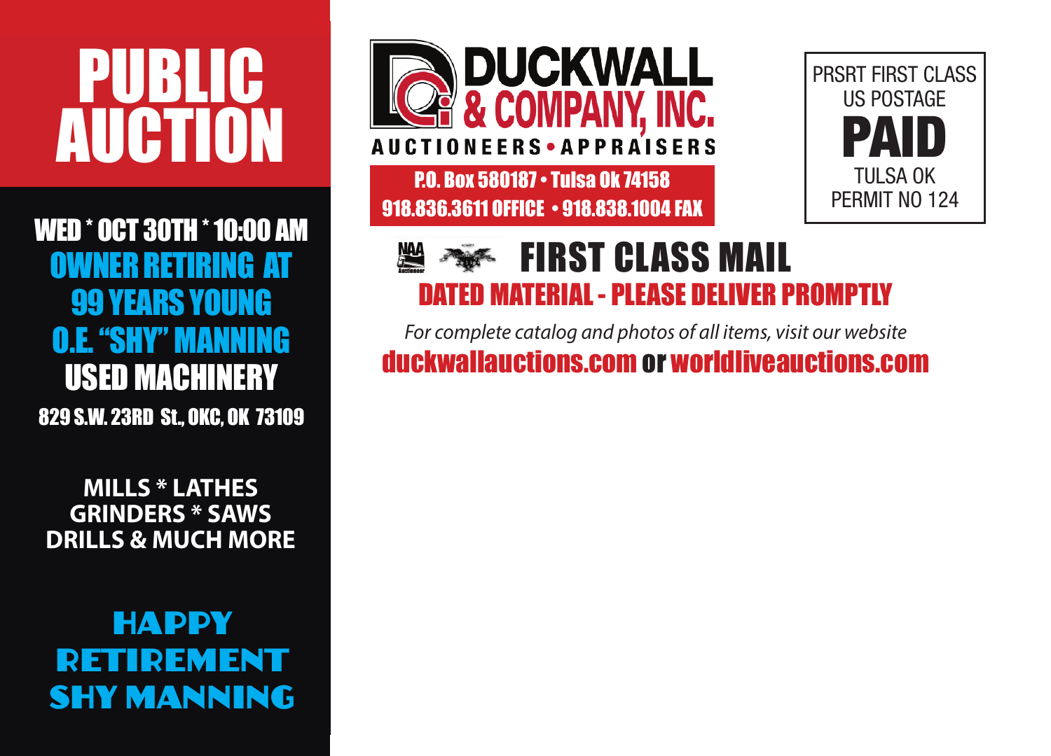# PUBLIC AUCTION

**WED * OCT 30TH * 10:00 AM**

**OWNER RETIRING AT 99 YEARS YOUNG**

**O.E. "SHY" MANNING**

**USED MACHINERY**

829 S.W. 23RD St., OKC, OK 73109

**MILLS * LATHES**
**GRINDERS * SAWS**
**DRILLS & MUCH MORE**

**HAPPY RETIREMENT SHY MANNING**

## DUCKWALL & COMPANY, INC.

AUCTIONEERS • APPRAISERS

P.O. Box 580187 • Tulsa Ok 74158
918.836.3611 OFFICE • 918.838.1004 FAX

PRSRT FIRST CLASS
US POSTAGE
**PAID**
TULSA OK
PERMIT NO 124

## FIRST CLASS MAIL

**DATED MATERIAL - PLEASE DELIVER PROMPTLY**

*For complete catalog and photos of all items, visit our website*

**duckwallauctions.com or worldliveauctions.com**